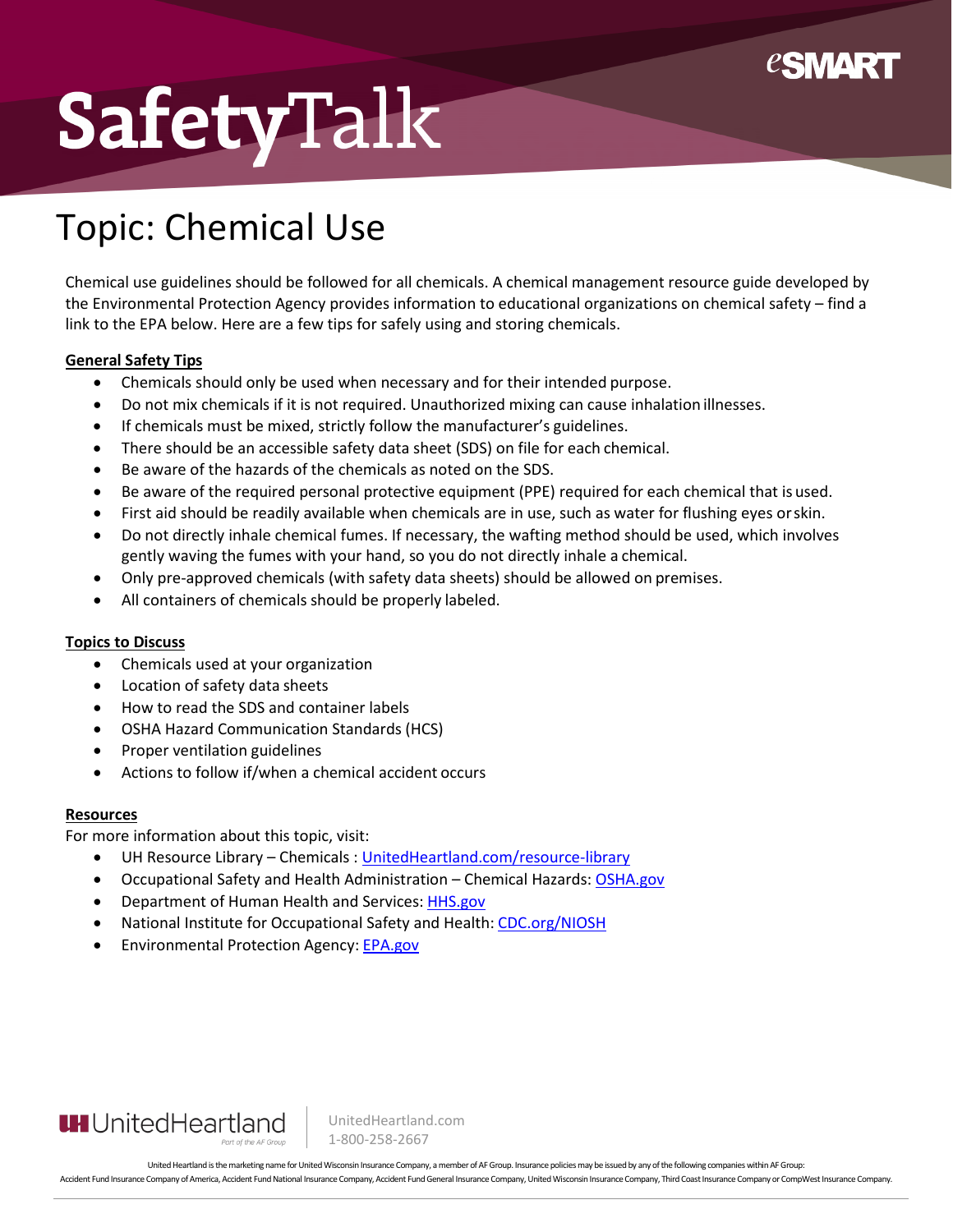# SafetyTalk

eSMART

## Topic: Chemical Use

Chemical use guidelines should be followed for all chemicals. A chemical management resource guide developed by the Environmental Protection Agency provides information to educational organizations on chemical safety – find a link to the EPA below. Here are a few tips for safely using and storing chemicals.

**General Safety Tips**

- Chemicals should only be used when necessary and for their intended purpose.
- Do not mix chemicals if it is not required. Unauthorized mixing can cause inhalation illnesses.
- If chemicals must be mixed, strictly follow the manufacturer's guidelines.
- There should be an accessible safety data sheet (SDS) on file for each chemical.
- Be aware of the hazards of the chemicals as noted on the SDS.
- Be aware of the required personal protective equipment (PPE) required for each chemical that is used.
- First aid should be readily available when chemicals are in use, such as water for flushing eyes or skin.
- Do not directly inhale chemical fumes. If necessary, the wafting method should be used, which involves gently waving the fumes with your hand, so you do not directly inhale a chemical.
- Only pre-approved chemicals (with safety data sheets) should be allowed on premises.
- All containers of chemicals should be properly labeled.

**Topics to Discuss**

- Chemicals used at your organization
- Location of safety data sheets
- How to read the SDS and container labels
- OSHA Hazard Communication Standards (HCS)
- Proper ventilation guidelines
- Actions to follow if/when a chemical accident occurs

**Resources**

For more information about this topic, visit:

- UH Resource Library – Chemicals : UnitedHeartland.com/resource-library
- Occupational Safety and Health Administration – Chemical Hazards: OSHA.gov
- Department of Human Health and Services: HHS.gov
- National Institute for Occupational Safety and Health: CDC.org/NIOSH
- Environmental Protection Agency: EPA.gov

UnitedHeartland — Part of the AF Group | UnitedHeartland.com | 1-800-258-2667

United Heartland is the marketing name for United Wisconsin Insurance Company, a member of AF Group. Insurance policies may be issued by any of the following companies within AF Group: Accident Fund Insurance Company of America, Accident Fund National Insurance Company, Accident Fund General Insurance Company, United Wisconsin Insurance Company, Third Coast Insurance Company or CompWest Insurance Company.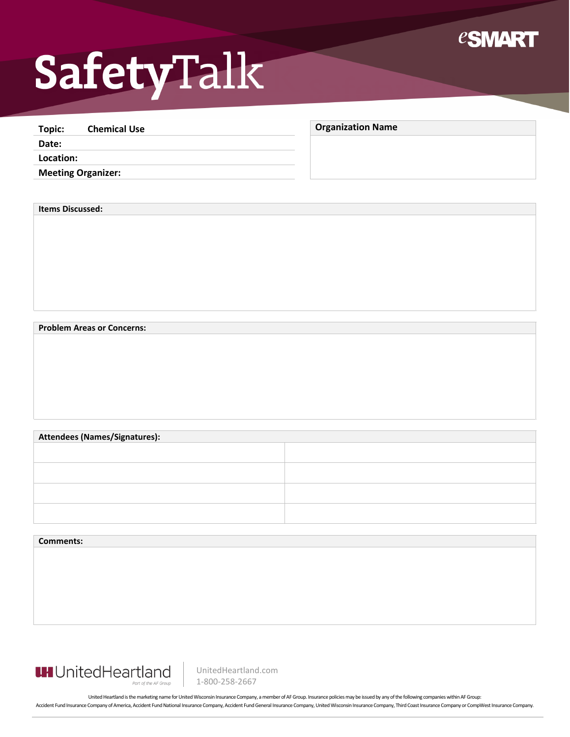# SafetyTalk

eSMART

| | |
|---|---|
| **Topic:** | **Chemical Use** |
| **Date:** | |
| **Location:** | |
| **Meeting Organizer:** | |

**Organization Name**

**Items Discussed:**

**Problem Areas or Concerns:**

**Attendees (Names/Signatures):**

| | |
|---|---|
| | |
| | |
| | |
| | |

**Comments:**

UnitedHeartland *Part of the AF Group*

UnitedHeartland.com
1-800-258-2667

United Heartland is the marketing name for United Wisconsin Insurance Company, a member of AF Group. Insurance policies may be issued by any of the following companies within AF Group: Accident Fund Insurance Company of America, Accident Fund National Insurance Company, Accident Fund General Insurance Company, United Wisconsin Insurance Company, Third Coast Insurance Company or CompWest Insurance Company.